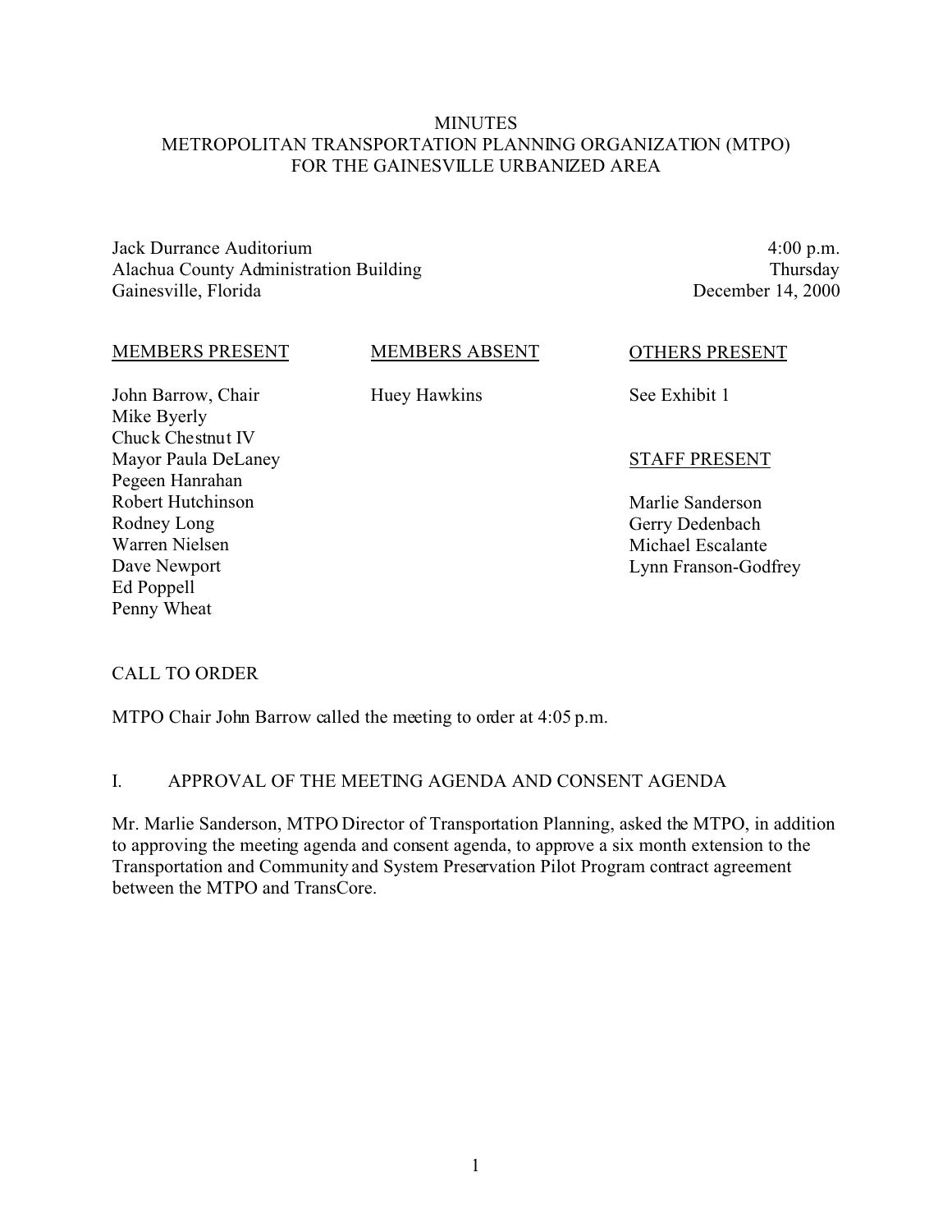# MINUTES
## METROPOLITAN TRANSPORTATION PLANNING ORGANIZATION (MTPO) FOR THE GAINESVILLE URBANIZED AREA

Jack Durrance Auditorium
Alachua County Administration Building
Gainesville, Florida

4:00 p.m.
Thursday
December 14, 2000

| MEMBERS PRESENT | MEMBERS ABSENT | OTHERS PRESENT |
|---|---|---|
| John Barrow, Chair | Huey Hawkins | See Exhibit 1 |
| Mike Byerly | | |
| Chuck Chestnut IV | | |
| Mayor Paula DeLaney | | **STAFF PRESENT** |
| Pegeen Hanrahan | | |
| Robert Hutchinson | | Marlie Sanderson |
| Rodney Long | | Gerry Dedenbach |
| Warren Nielsen | | Michael Escalante |
| Dave Newport | | Lynn Franson-Godfrey |
| Ed Poppell | | |
| Penny Wheat | | |

## CALL TO ORDER

MTPO Chair John Barrow called the meeting to order at 4:05 p.m.

## I. APPROVAL OF THE MEETING AGENDA AND CONSENT AGENDA

Mr. Marlie Sanderson, MTPO Director of Transportation Planning, asked the MTPO, in addition to approving the meeting agenda and consent agenda, to approve a six month extension to the Transportation and Community and System Preservation Pilot Program contract agreement between the MTPO and TransCore.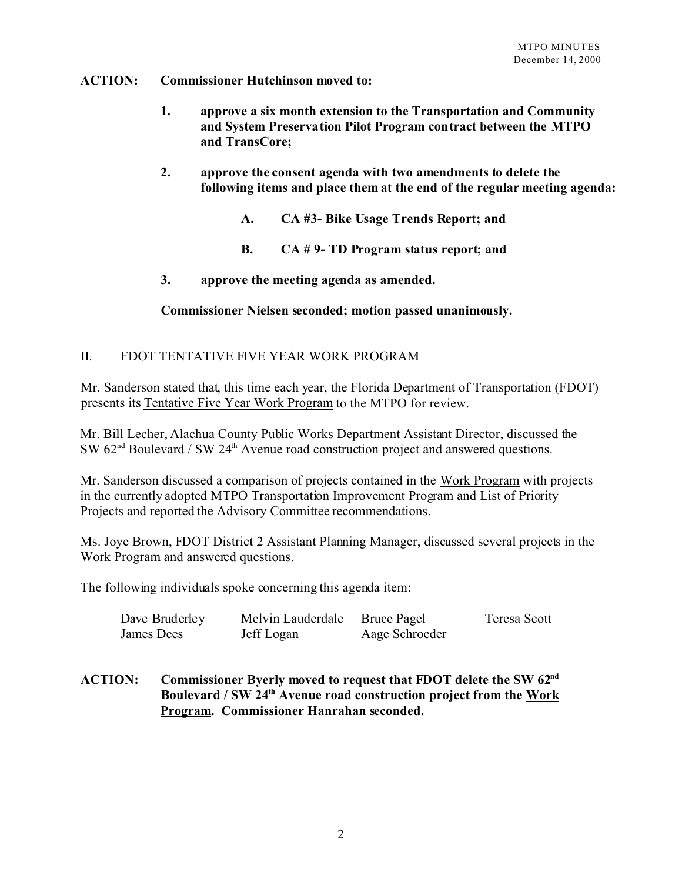**ACTION: Commissioner Hutchinson moved to:**

1. **approve a six month extension to the Transportation and Community and System Preservation Pilot Program contract between the MTPO and TransCore;**

2. **approve the consent agenda with two amendments to delete the following items and place them at the end of the regular meeting agenda:**

    A. **CA #3- Bike Usage Trends Report; and**

    B. **CA # 9- TD Program status report; and**

3. **approve the meeting agenda as amended.**

**Commissioner Nielsen seconded; motion passed unanimously.**

## II. FDOT TENTATIVE FIVE YEAR WORK PROGRAM

Mr. Sanderson stated that, this time each year, the Florida Department of Transportation (FDOT) presents its Tentative Five Year Work Program to the MTPO for review.

Mr. Bill Lecher, Alachua County Public Works Department Assistant Director, discussed the SW 62nd Boulevard / SW 24th Avenue road construction project and answered questions.

Mr. Sanderson discussed a comparison of projects contained in the Work Program with projects in the currently adopted MTPO Transportation Improvement Program and List of Priority Projects and reported the Advisory Committee recommendations.

Ms. Joye Brown, FDOT District 2 Assistant Planning Manager, discussed several projects in the Work Program and answered questions.

The following individuals spoke concerning this agenda item:

| | | | |
|---|---|---|---|
| Dave Bruderley | Melvin Lauderdale | Bruce Pagel | Teresa Scott |
| James Dees | Jeff Logan | Aage Schroeder | |

**ACTION: Commissioner Byerly moved to request that FDOT delete the SW 62nd Boulevard / SW 24th Avenue road construction project from the Work Program. Commissioner Hanrahan seconded.**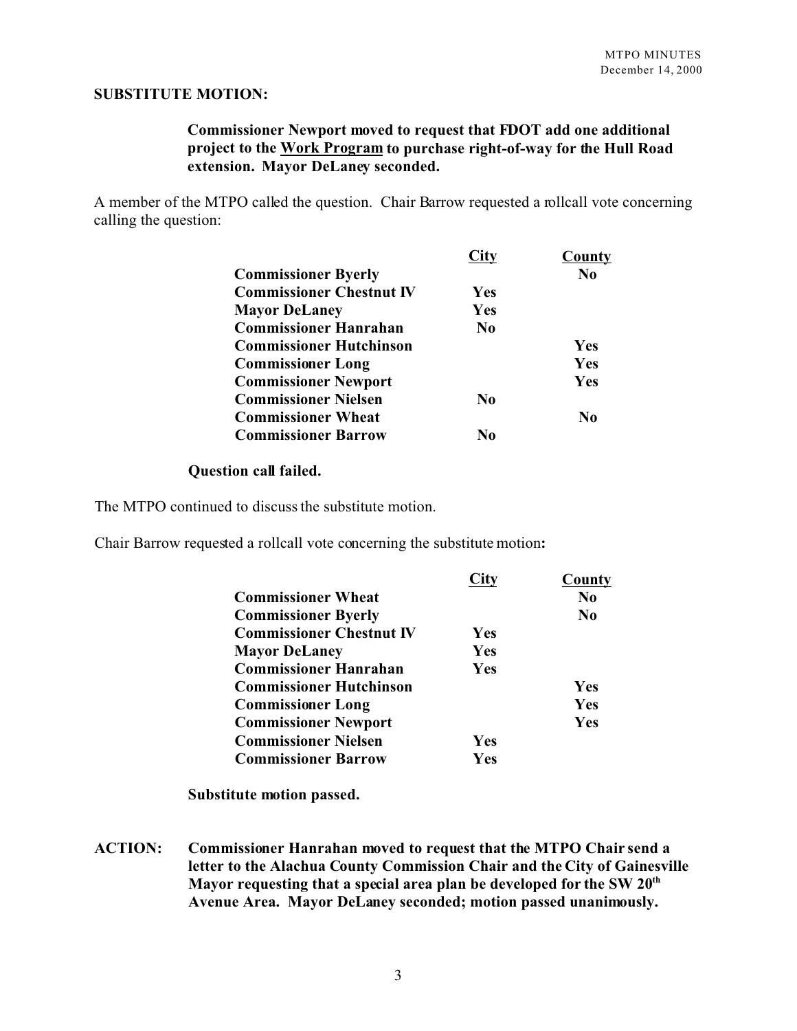**SUBSTITUTE MOTION:**

> **Commissioner Newport moved to request that FDOT add one additional project to the Work Program to purchase right-of-way for the Hull Road extension. Mayor DeLaney seconded.**

A member of the MTPO called the question. Chair Barrow requested a rollcall vote concerning calling the question:

| | City | County |
|---|---|---|
| **Commissioner Byerly** | | **No** |
| **Commissioner Chestnut IV** | **Yes** | |
| **Mayor DeLaney** | **Yes** | |
| **Commissioner Hanrahan** | **No** | |
| **Commissioner Hutchinson** | | **Yes** |
| **Commissioner Long** | | **Yes** |
| **Commissioner Newport** | | **Yes** |
| **Commissioner Nielsen** | **No** | |
| **Commissioner Wheat** | | **No** |
| **Commissioner Barrow** | **No** | |

**Question call failed.**

The MTPO continued to discuss the substitute motion.

Chair Barrow requested a rollcall vote concerning the substitute motion**:**

| | City | County |
|---|---|---|
| **Commissioner Wheat** | | **No** |
| **Commissioner Byerly** | | **No** |
| **Commissioner Chestnut IV** | **Yes** | |
| **Mayor DeLaney** | **Yes** | |
| **Commissioner Hanrahan** | **Yes** | |
| **Commissioner Hutchinson** | | **Yes** |
| **Commissioner Long** | | **Yes** |
| **Commissioner Newport** | | **Yes** |
| **Commissioner Nielsen** | **Yes** | |
| **Commissioner Barrow** | **Yes** | |

**Substitute motion passed.**

**ACTION: Commissioner Hanrahan moved to request that the MTPO Chair send a letter to the Alachua County Commission Chair and the City of Gainesville Mayor requesting that a special area plan be developed for the SW 20th Avenue Area. Mayor DeLaney seconded; motion passed unanimously.**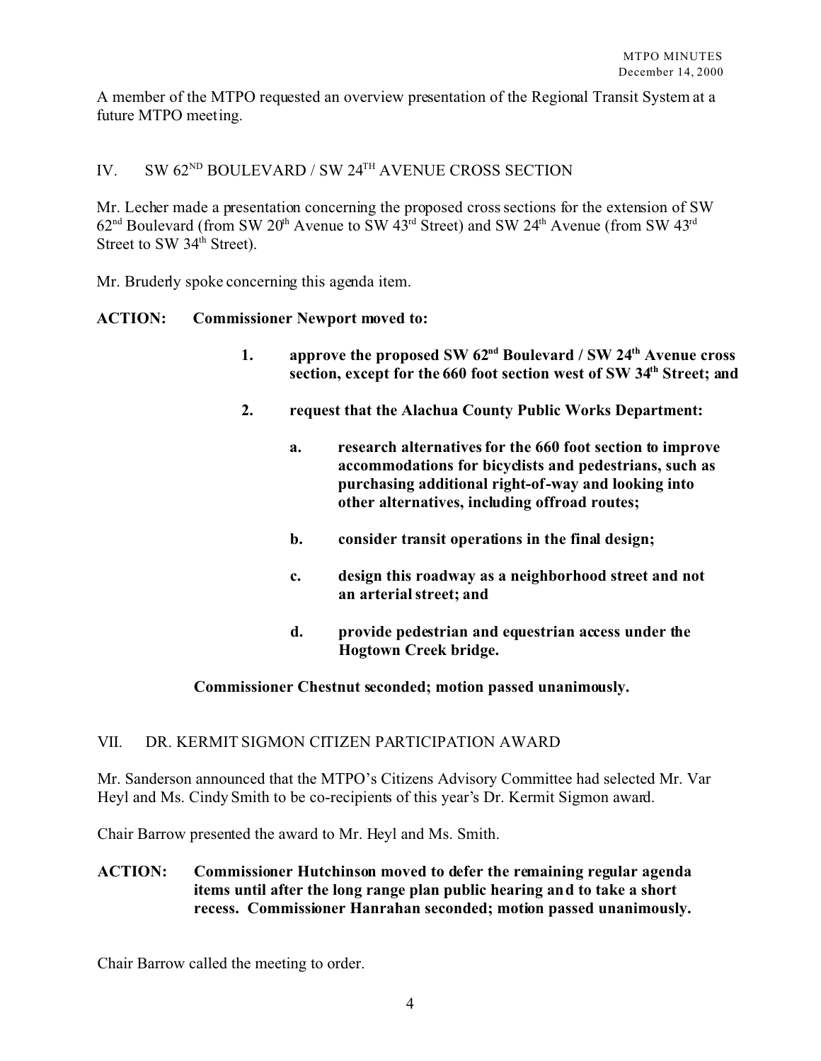A member of the MTPO requested an overview presentation of the Regional Transit System at a future MTPO meeting.

## IV. SW 62ND BOULEVARD / SW 24TH AVENUE CROSS SECTION

Mr. Lecher made a presentation concerning the proposed cross sections for the extension of SW 62nd Boulevard (from SW 20th Avenue to SW 43rd Street) and SW 24th Avenue (from SW 43rd Street to SW 34th Street).

Mr. Bruderly spoke concerning this agenda item.

**ACTION: Commissioner Newport moved to:**

1. **approve the proposed SW 62nd Boulevard / SW 24th Avenue cross section, except for the 660 foot section west of SW 34th Street; and**
2. **request that the Alachua County Public Works Department:**
   a. **research alternatives for the 660 foot section to improve accommodations for bicyclists and pedestrians, such as purchasing additional right-of-way and looking into other alternatives, including offroad routes;**

   b. **consider transit operations in the final design;**

   c. **design this roadway as a neighborhood street and not an arterial street; and**

   d. **provide pedestrian and equestrian access under the Hogtown Creek bridge.**

**Commissioner Chestnut seconded; motion passed unanimously.**

## VII. DR. KERMIT SIGMON CITIZEN PARTICIPATION AWARD

Mr. Sanderson announced that the MTPO's Citizens Advisory Committee had selected Mr. Var Heyl and Ms. Cindy Smith to be co-recipients of this year's Dr. Kermit Sigmon award.

Chair Barrow presented the award to Mr. Heyl and Ms. Smith.

**ACTION: Commissioner Hutchinson moved to defer the remaining regular agenda items until after the long range plan public hearing and to take a short recess. Commissioner Hanrahan seconded; motion passed unanimously.**

Chair Barrow called the meeting to order.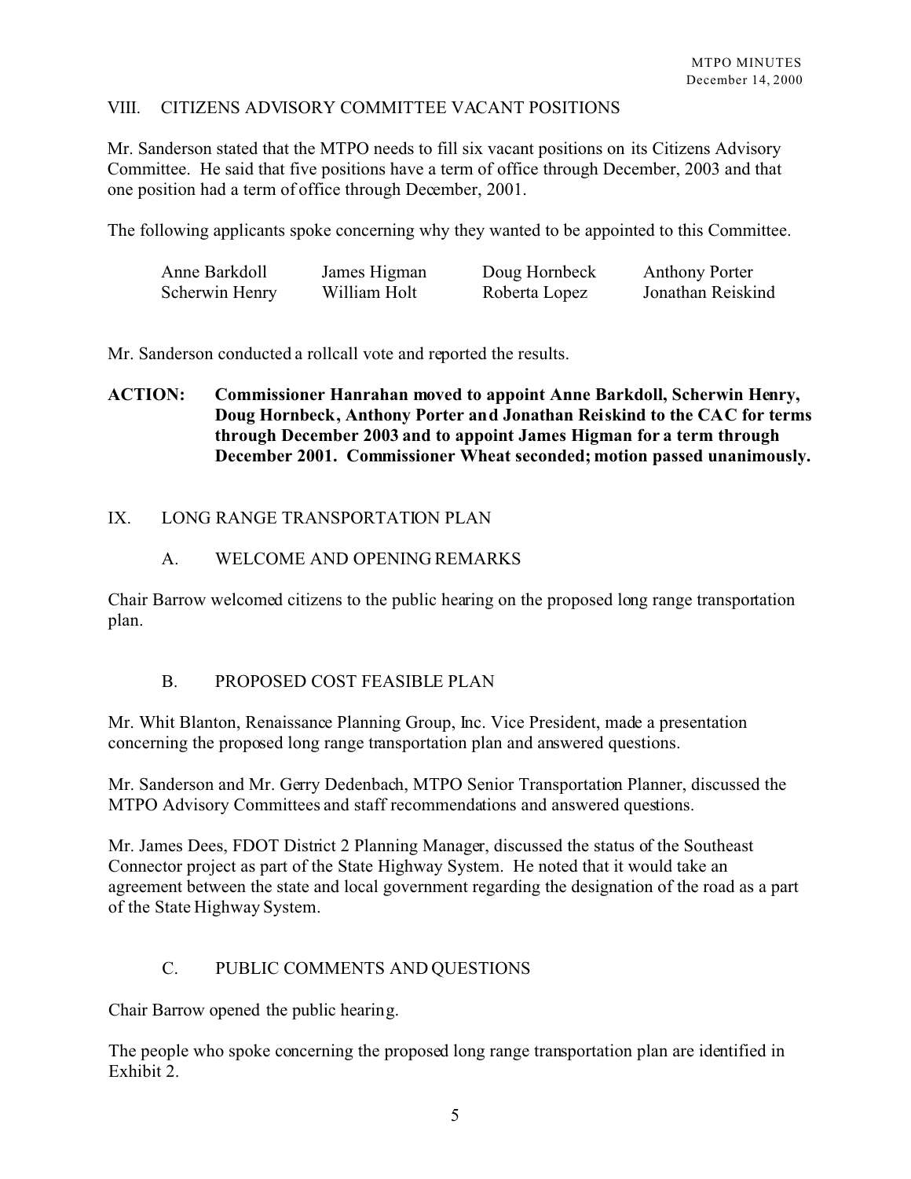## VIII. CITIZENS ADVISORY COMMITTEE VACANT POSITIONS

Mr. Sanderson stated that the MTPO needs to fill six vacant positions on its Citizens Advisory Committee. He said that five positions have a term of office through December, 2003 and that one position had a term of office through December, 2001.

The following applicants spoke concerning why they wanted to be appointed to this Committee.

| | | | |
|---|---|---|---|
| Anne Barkdoll | James Higman | Doug Hornbeck | Anthony Porter |
| Scherwin Henry | William Holt | Roberta Lopez | Jonathan Reiskind |

Mr. Sanderson conducted a rollcall vote and reported the results.

**ACTION: Commissioner Hanrahan moved to appoint Anne Barkdoll, Scherwin Henry, Doug Hornbeck, Anthony Porter and Jonathan Reiskind to the CAC for terms through December 2003 and to appoint James Higman for a term through December 2001. Commissioner Wheat seconded; motion passed unanimously.**

## IX. LONG RANGE TRANSPORTATION PLAN

### A. WELCOME AND OPENING REMARKS

Chair Barrow welcomed citizens to the public hearing on the proposed long range transportation plan.

### B. PROPOSED COST FEASIBLE PLAN

Mr. Whit Blanton, Renaissance Planning Group, Inc. Vice President, made a presentation concerning the proposed long range transportation plan and answered questions.

Mr. Sanderson and Mr. Gerry Dedenbach, MTPO Senior Transportation Planner, discussed the MTPO Advisory Committees and staff recommendations and answered questions.

Mr. James Dees, FDOT District 2 Planning Manager, discussed the status of the Southeast Connector project as part of the State Highway System. He noted that it would take an agreement between the state and local government regarding the designation of the road as a part of the State Highway System.

### C. PUBLIC COMMENTS AND QUESTIONS

Chair Barrow opened the public hearing.

The people who spoke concerning the proposed long range transportation plan are identified in Exhibit 2.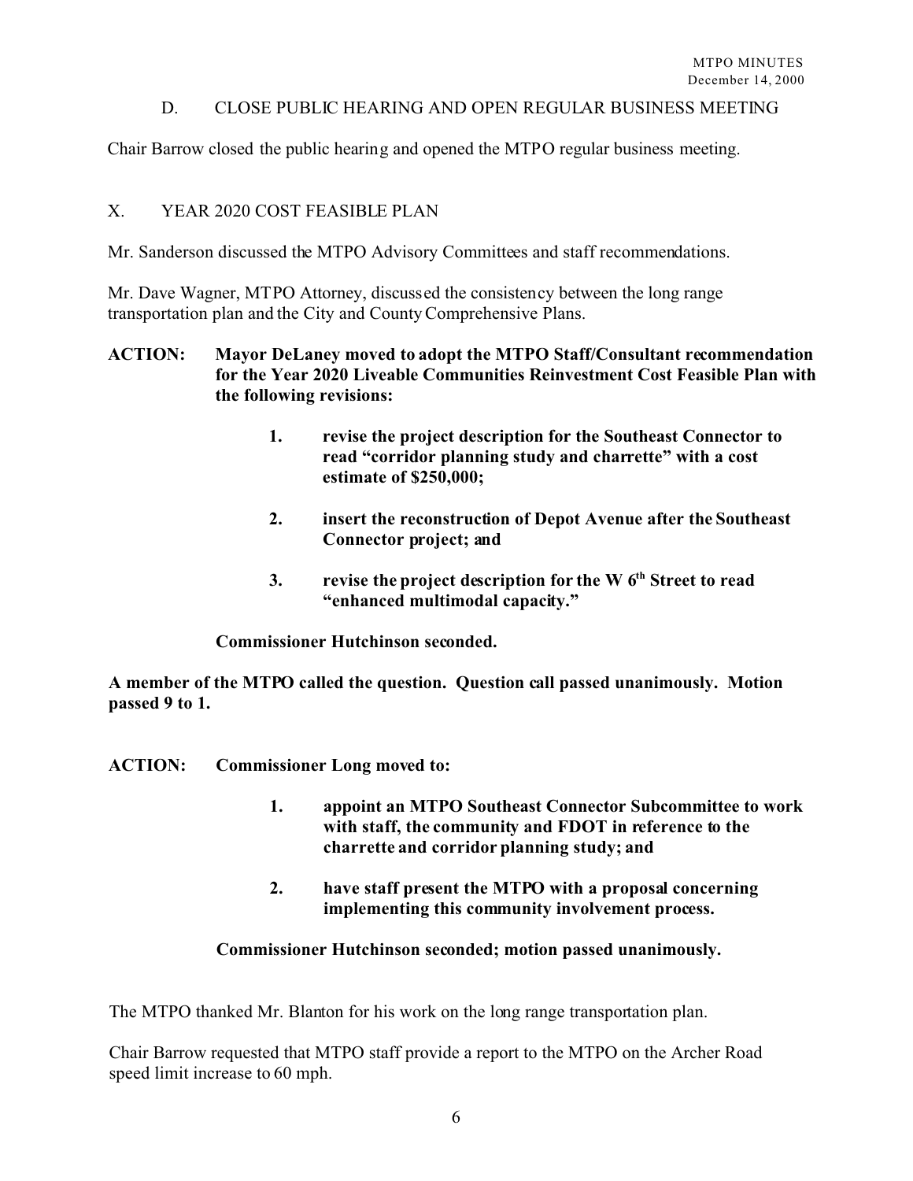D. CLOSE PUBLIC HEARING AND OPEN REGULAR BUSINESS MEETING

Chair Barrow closed the public hearing and opened the MTPO regular business meeting.

X. YEAR 2020 COST FEASIBLE PLAN

Mr. Sanderson discussed the MTPO Advisory Committees and staff recommendations.

Mr. Dave Wagner, MTPO Attorney, discussed the consistency between the long range transportation plan and the City and County Comprehensive Plans.

**ACTION: Mayor DeLaney moved to adopt the MTPO Staff/Consultant recommendation for the Year 2020 Liveable Communities Reinvestment Cost Feasible Plan with the following revisions:**

1. **revise the project description for the Southeast Connector to read "corridor planning study and charrette" with a cost estimate of $250,000;**
2. **insert the reconstruction of Depot Avenue after the Southeast Connector project; and**
3. **revise the project description for the W 6th Street to read "enhanced multimodal capacity."**

**Commissioner Hutchinson seconded.**

**A member of the MTPO called the question. Question call passed unanimously. Motion passed 9 to 1.**

**ACTION: Commissioner Long moved to:**

1. **appoint an MTPO Southeast Connector Subcommittee to work with staff, the community and FDOT in reference to the charrette and corridor planning study; and**
2. **have staff present the MTPO with a proposal concerning implementing this community involvement process.**

**Commissioner Hutchinson seconded; motion passed unanimously.**

The MTPO thanked Mr. Blanton for his work on the long range transportation plan.

Chair Barrow requested that MTPO staff provide a report to the MTPO on the Archer Road speed limit increase to 60 mph.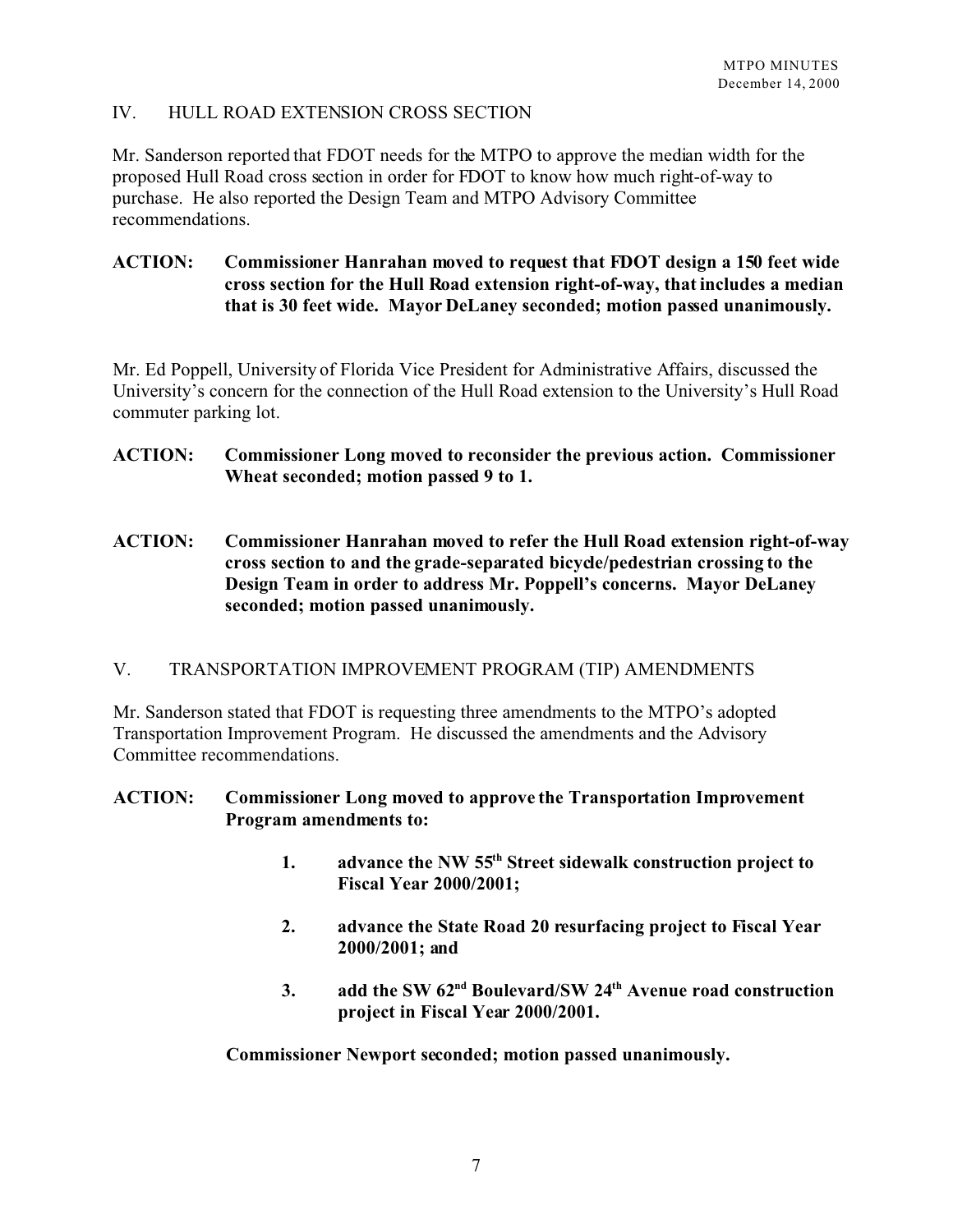## IV. HULL ROAD EXTENSION CROSS SECTION

Mr. Sanderson reported that FDOT needs for the MTPO to approve the median width for the proposed Hull Road cross section in order for FDOT to know how much right-of-way to purchase. He also reported the Design Team and MTPO Advisory Committee recommendations.

**ACTION: Commissioner Hanrahan moved to request that FDOT design a 150 feet wide cross section for the Hull Road extension right-of-way, that includes a median that is 30 feet wide. Mayor DeLaney seconded; motion passed unanimously.**

Mr. Ed Poppell, University of Florida Vice President for Administrative Affairs, discussed the University's concern for the connection of the Hull Road extension to the University's Hull Road commuter parking lot.

**ACTION: Commissioner Long moved to reconsider the previous action. Commissioner Wheat seconded; motion passed 9 to 1.**

**ACTION: Commissioner Hanrahan moved to refer the Hull Road extension right-of-way cross section to and the grade-separated bicycle/pedestrian crossing to the Design Team in order to address Mr. Poppell's concerns. Mayor DeLaney seconded; motion passed unanimously.**

## V. TRANSPORTATION IMPROVEMENT PROGRAM (TIP) AMENDMENTS

Mr. Sanderson stated that FDOT is requesting three amendments to the MTPO's adopted Transportation Improvement Program. He discussed the amendments and the Advisory Committee recommendations.

**ACTION: Commissioner Long moved to approve the Transportation Improvement Program amendments to:**

1. **advance the NW 55th Street sidewalk construction project to Fiscal Year 2000/2001;**
2. **advance the State Road 20 resurfacing project to Fiscal Year 2000/2001; and**
3. **add the SW 62nd Boulevard/SW 24th Avenue road construction project in Fiscal Year 2000/2001.**

**Commissioner Newport seconded; motion passed unanimously.**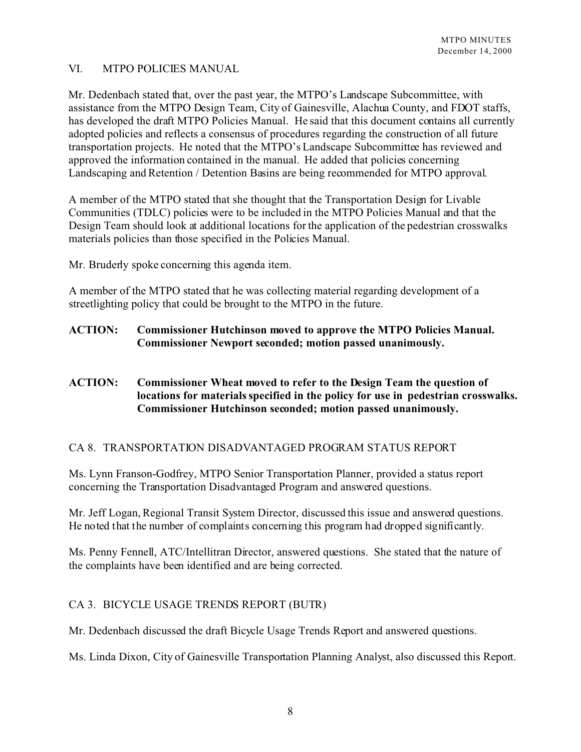## VI. MTPO POLICIES MANUAL

Mr. Dedenbach stated that, over the past year, the MTPO's Landscape Subcommittee, with assistance from the MTPO Design Team, City of Gainesville, Alachua County, and FDOT staffs, has developed the draft MTPO Policies Manual. He said that this document contains all currently adopted policies and reflects a consensus of procedures regarding the construction of all future transportation projects. He noted that the MTPO's Landscape Subcommittee has reviewed and approved the information contained in the manual. He added that policies concerning Landscaping and Retention / Detention Basins are being recommended for MTPO approval.

A member of the MTPO stated that she thought that the Transportation Design for Livable Communities (TDLC) policies were to be included in the MTPO Policies Manual and that the Design Team should look at additional locations for the application of the pedestrian crosswalks materials policies than those specified in the Policies Manual.

Mr. Bruderly spoke concerning this agenda item.

A member of the MTPO stated that he was collecting material regarding development of a streetlighting policy that could be brought to the MTPO in the future.

**ACTION: Commissioner Hutchinson moved to approve the MTPO Policies Manual. Commissioner Newport seconded; motion passed unanimously.**

**ACTION: Commissioner Wheat moved to refer to the Design Team the question of locations for materials specified in the policy for use in pedestrian crosswalks. Commissioner Hutchinson seconded; motion passed unanimously.**

## CA 8. TRANSPORTATION DISADVANTAGED PROGRAM STATUS REPORT

Ms. Lynn Franson-Godfrey, MTPO Senior Transportation Planner, provided a status report concerning the Transportation Disadvantaged Program and answered questions.

Mr. Jeff Logan, Regional Transit System Director, discussed this issue and answered questions. He noted that the number of complaints concerning this program had dropped significantly.

Ms. Penny Fennell, ATC/Intellitran Director, answered questions. She stated that the nature of the complaints have been identified and are being corrected.

## CA 3. BICYCLE USAGE TRENDS REPORT (BUTR)

Mr. Dedenbach discussed the draft Bicycle Usage Trends Report and answered questions.

Ms. Linda Dixon, City of Gainesville Transportation Planning Analyst, also discussed this Report.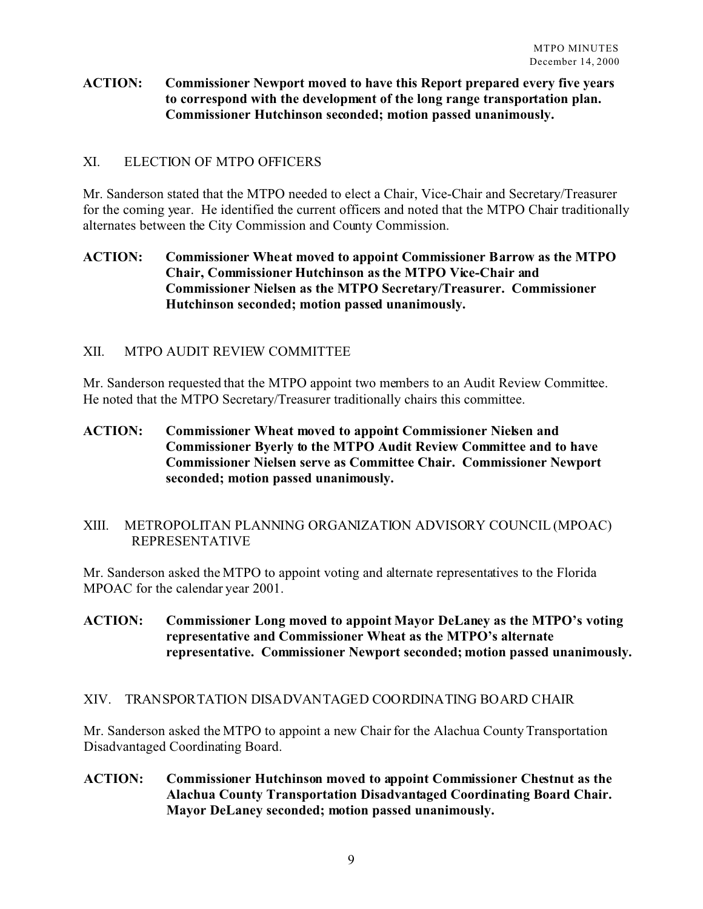**ACTION: Commissioner Newport moved to have this Report prepared every five years to correspond with the development of the long range transportation plan. Commissioner Hutchinson seconded; motion passed unanimously.**

## XI. ELECTION OF MTPO OFFICERS

Mr. Sanderson stated that the MTPO needed to elect a Chair, Vice-Chair and Secretary/Treasurer for the coming year. He identified the current officers and noted that the MTPO Chair traditionally alternates between the City Commission and County Commission.

**ACTION: Commissioner Wheat moved to appoint Commissioner Barrow as the MTPO Chair, Commissioner Hutchinson as the MTPO Vice-Chair and Commissioner Nielsen as the MTPO Secretary/Treasurer. Commissioner Hutchinson seconded; motion passed unanimously.**

## XII. MTPO AUDIT REVIEW COMMITTEE

Mr. Sanderson requested that the MTPO appoint two members to an Audit Review Committee. He noted that the MTPO Secretary/Treasurer traditionally chairs this committee.

**ACTION: Commissioner Wheat moved to appoint Commissioner Nielsen and Commissioner Byerly to the MTPO Audit Review Committee and to have Commissioner Nielsen serve as Committee Chair. Commissioner Newport seconded; motion passed unanimously.**

## XIII. METROPOLITAN PLANNING ORGANIZATION ADVISORY COUNCIL (MPOAC) REPRESENTATIVE

Mr. Sanderson asked the MTPO to appoint voting and alternate representatives to the Florida MPOAC for the calendar year 2001.

**ACTION: Commissioner Long moved to appoint Mayor DeLaney as the MTPO's voting representative and Commissioner Wheat as the MTPO's alternate representative. Commissioner Newport seconded; motion passed unanimously.**

## XIV. TRANSPORTATION DISADVANTAGED COORDINATING BOARD CHAIR

Mr. Sanderson asked the MTPO to appoint a new Chair for the Alachua County Transportation Disadvantaged Coordinating Board.

**ACTION: Commissioner Hutchinson moved to appoint Commissioner Chestnut as the Alachua County Transportation Disadvantaged Coordinating Board Chair. Mayor DeLaney seconded; motion passed unanimously.**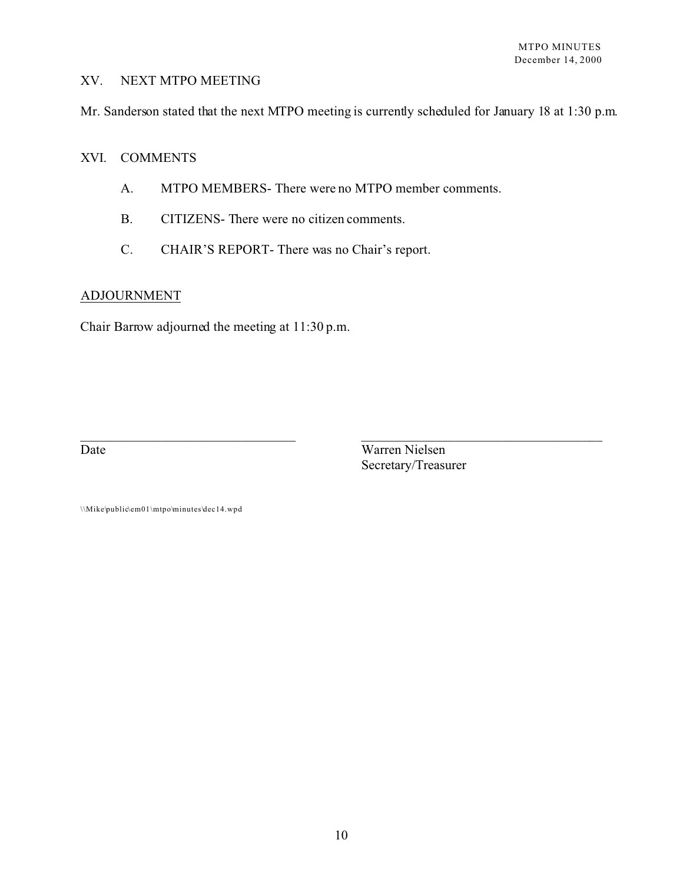## XV. NEXT MTPO MEETING

Mr. Sanderson stated that the next MTPO meeting is currently scheduled for January 18 at 1:30 p.m.

## XVI. COMMENTS

A. MTPO MEMBERS- There were no MTPO member comments.

B. CITIZENS- There were no citizen comments.

C. CHAIR'S REPORT- There was no Chair's report.

## ADJOURNMENT

Chair Barrow adjourned the meeting at 11:30 p.m.

\_\_\_\_\_\_\_\_\_\_\_\_\_\_\_\_\_\_\_\_\_\_\_\_\_\_\_\_\_\_\_\_\_\_ \_\_\_\_\_\_\_\_\_\_\_\_\_\_\_\_\_\_\_\_\_\_\_\_\_\_\_\_\_\_\_\_\_\_\_\_\_\_

Date

Warren Nielsen
Secretary/Treasurer

\\Mike\public\em01\mtpo\minutes\dec14.wpd